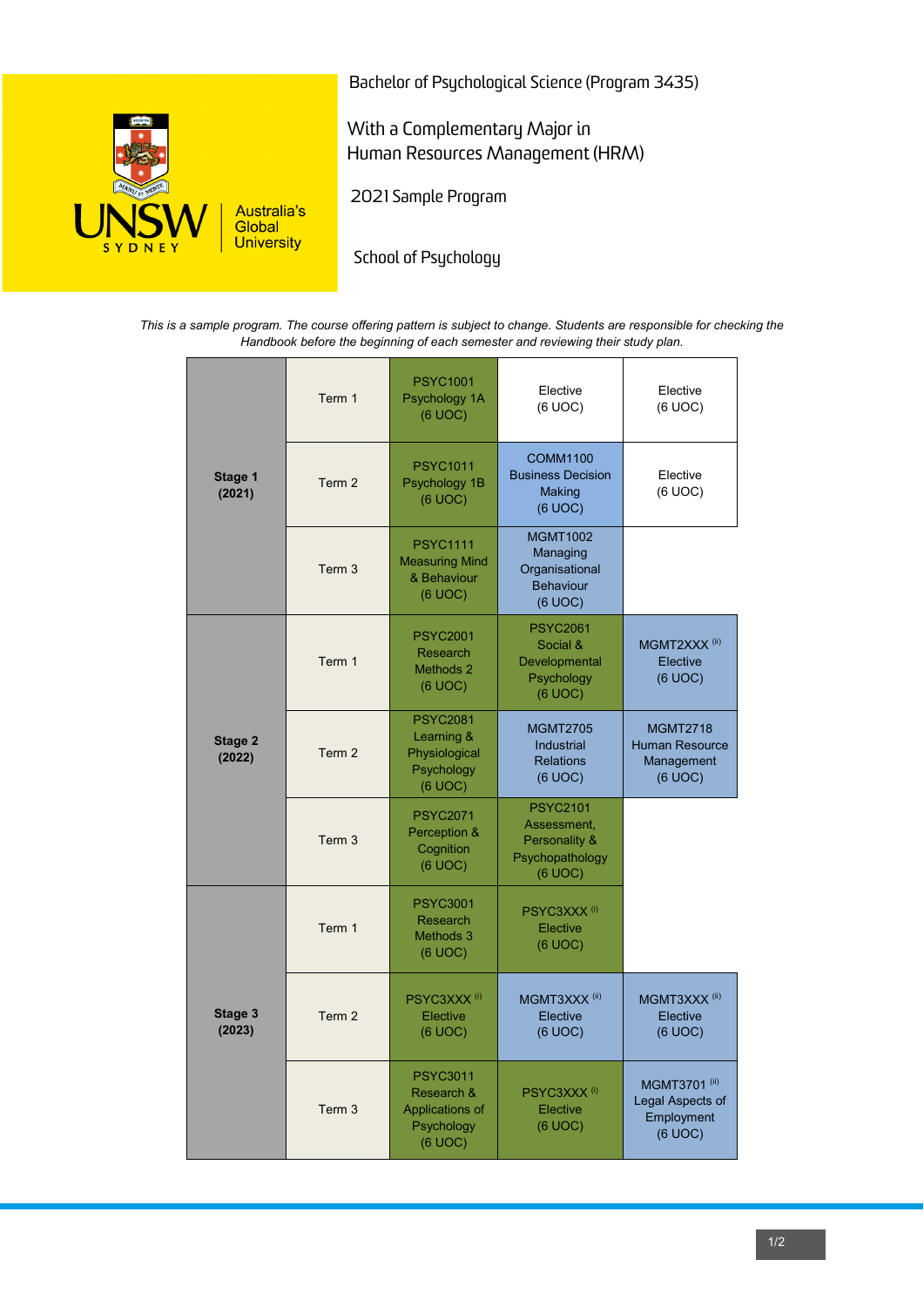Bachelor of Psychological Science (Program 3435)

With a Complementary Major in
Human Resources Management (HRM)

2021 Sample Program

School of Psychology

*This is a sample program. The course offering pattern is subject to change. Students are responsible for checking the Handbook before the beginning of each semester and reviewing their study plan.*

| Stage | Term | | | |
|---|---|---|---|---|
| **Stage 1 (2021)** | Term 1 | PSYC1001 Psychology 1A (6 UOC) | Elective (6 UOC) | Elective (6 UOC) |
| | Term 2 | PSYC1011 Psychology 1B (6 UOC) | COMM1100 Business Decision Making (6 UOC) | Elective (6 UOC) |
| | Term 3 | PSYC1111 Measuring Mind & Behaviour (6 UOC) | MGMT1002 Managing Organisational Behaviour (6 UOC) | |
| **Stage 2 (2022)** | Term 1 | PSYC2001 Research Methods 2 (6 UOC) | PSYC2061 Social & Developmental Psychology (6 UOC) | MGMT2XXX [ii] Elective (6 UOC) |
| | Term 2 | PSYC2081 Learning & Physiological Psychology (6 UOC) | MGMT2705 Industrial Relations (6 UOC) | MGMT2718 Human Resource Management (6 UOC) |
| | Term 3 | PSYC2071 Perception & Cognition (6 UOC) | PSYC2101 Assessment, Personality & Psychopathology (6 UOC) | |
| **Stage 3 (2023)** | Term 1 | PSYC3001 Research Methods 3 (6 UOC) | PSYC3XXX [i] Elective (6 UOC) | |
| | Term 2 | PSYC3XXX [i] Elective (6 UOC) | MGMT3XXX [ii] Elective (6 UOC) | MGMT3XXX [ii] Elective (6 UOC) |
| | Term 3 | PSYC3011 Research & Applications of Psychology (6 UOC) | PSYC3XXX [i] Elective (6 UOC) | MGMT3701 [ii] Legal Aspects of Employment (6 UOC) |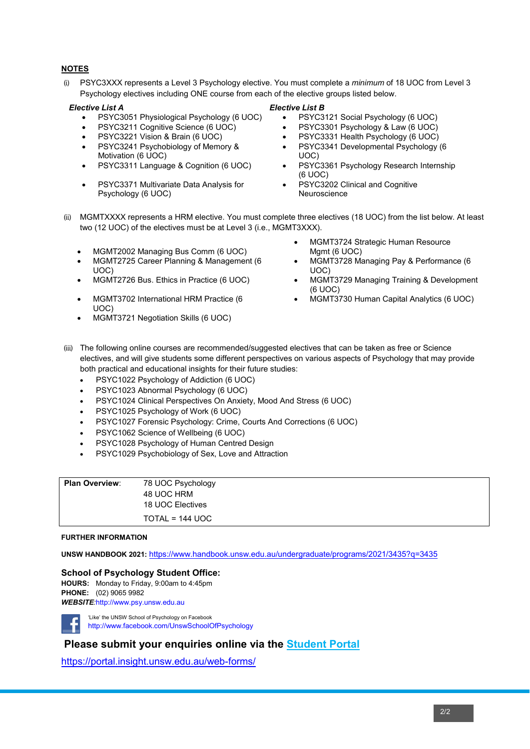**NOTES**

(i) PSYC3XXX represents a Level 3 Psychology elective. You must complete a *minimum* of 18 UOC from Level 3 Psychology electives including ONE course from each of the elective groups listed below.

***Elective List A***

- PSYC3051 Physiological Psychology (6 UOC)
- PSYC3211 Cognitive Science (6 UOC)
- PSYC3221 Vision & Brain (6 UOC)
- PSYC3241 Psychobiology of Memory & Motivation (6 UOC)
- PSYC3311 Language & Cognition (6 UOC)
- PSYC3371 Multivariate Data Analysis for Psychology (6 UOC)

***Elective List B***

- PSYC3121 Social Psychology (6 UOC)
- PSYC3301 Psychology & Law (6 UOC)
- PSYC3331 Health Psychology (6 UOC)
- PSYC3341 Developmental Psychology (6 UOC)
- PSYC3361 Psychology Research Internship (6 UOC)
- PSYC3202 Clinical and Cognitive Neuroscience

(ii) MGMTXXXX represents a HRM elective. You must complete three electives (18 UOC) from the list below. At least two (12 UOC) of the electives must be at Level 3 (i.e., MGMT3XXX).

- MGMT2002 Managing Bus Comm (6 UOC)
- MGMT2725 Career Planning & Management (6 UOC)
- MGMT2726 Bus. Ethics in Practice (6 UOC)
- MGMT3702 International HRM Practice (6 UOC)
- MGMT3721 Negotiation Skills (6 UOC)
- MGMT3724 Strategic Human Resource Mgmt (6 UOC)
- MGMT3728 Managing Pay & Performance (6 UOC)
- MGMT3729 Managing Training & Development (6 UOC)
- MGMT3730 Human Capital Analytics (6 UOC)

(iii) The following online courses are recommended/suggested electives that can be taken as free or Science electives, and will give students some different perspectives on various aspects of Psychology that may provide both practical and educational insights for their future studies:

- PSYC1022 Psychology of Addiction (6 UOC)
- PSYC1023 Abnormal Psychology (6 UOC)
- PSYC1024 Clinical Perspectives On Anxiety, Mood And Stress (6 UOC)
- PSYC1025 Psychology of Work (6 UOC)
- PSYC1027 Forensic Psychology: Crime, Courts And Corrections (6 UOC)
- PSYC1062 Science of Wellbeing (6 UOC)
- PSYC1028 Psychology of Human Centred Design
- PSYC1029 Psychobiology of Sex, Love and Attraction

| | |
|---|---|
| **Plan Overview**: | 78 UOC Psychology<br>48 UOC HRM<br>18 UOC Electives<br>TOTAL = 144 UOC |

**FURTHER INFORMATION**

**UNSW HANDBOOK 2021:** https://www.handbook.unsw.edu.au/undergraduate/programs/2021/3435?q=3435

### School of Psychology Student Office:

**HOURS:** Monday to Friday, 9:00am to 4:45pm
**PHONE:** (02) 9065 9982
***WEBSITE***:http://www.psy.unsw.edu.au

'Like' the UNSW School of Psychology on Facebook
http://www.facebook.com/UnswSchoolOfPsychology

## Please submit your enquiries online via the Student Portal

https://portal.insight.unsw.edu.au/web-forms/